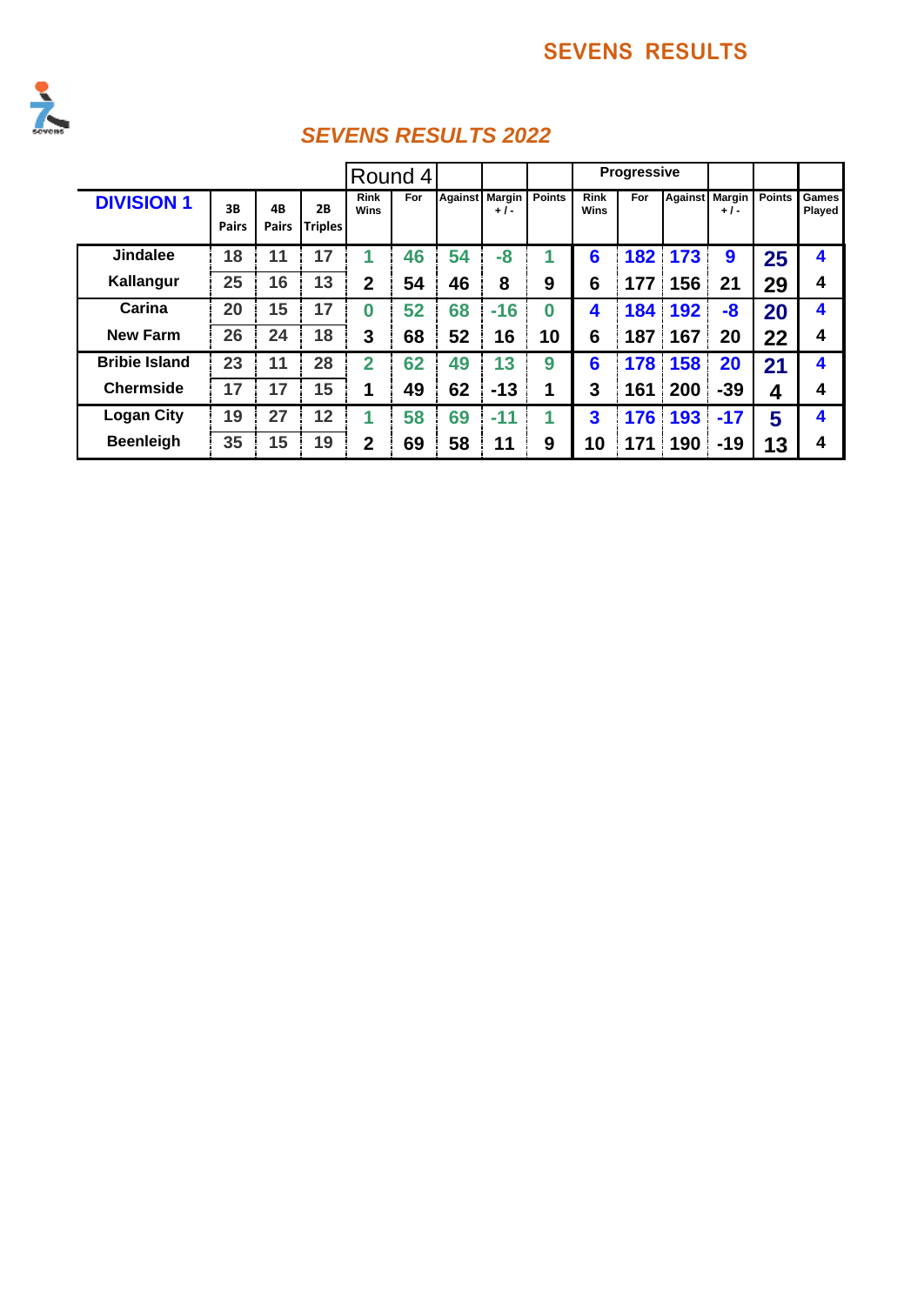# SEVENS RESULTS

## *SEVENS RESULTS 2022*

| DIVISION 1 | 3B Pairs | 4B Pairs | 2B Triples | Round 4 Rink Wins | For | Against | Margin + / - | Points | Progressive Rink Wins | For | Against | Margin + / - | Points | Games Played |
|---|---|---|---|---|---|---|---|---|---|---|---|---|---|---|
| Jindalee | 18 | 11 | 17 | 1 | 46 | 54 | -8 | 1 | 6 | 182 | 173 | 9 | 25 | 4 |
| Kallangur | 25 | 16 | 13 | 2 | 54 | 46 | 8 | 9 | 6 | 177 | 156 | 21 | 29 | 4 |
| Carina | 20 | 15 | 17 | 0 | 52 | 68 | -16 | 0 | 4 | 184 | 192 | -8 | 20 | 4 |
| New Farm | 26 | 24 | 18 | 3 | 68 | 52 | 16 | 10 | 6 | 187 | 167 | 20 | 22 | 4 |
| Bribie Island | 23 | 11 | 28 | 2 | 62 | 49 | 13 | 9 | 6 | 178 | 158 | 20 | 21 | 4 |
| Chermside | 17 | 17 | 15 | 1 | 49 | 62 | -13 | 1 | 3 | 161 | 200 | -39 | 4 | 4 |
| Logan City | 19 | 27 | 12 | 1 | 58 | 69 | -11 | 1 | 3 | 176 | 193 | -17 | 5 | 4 |
| Beenleigh | 35 | 15 | 19 | 2 | 69 | 58 | 11 | 9 | 10 | 171 | 190 | -19 | 13 | 4 |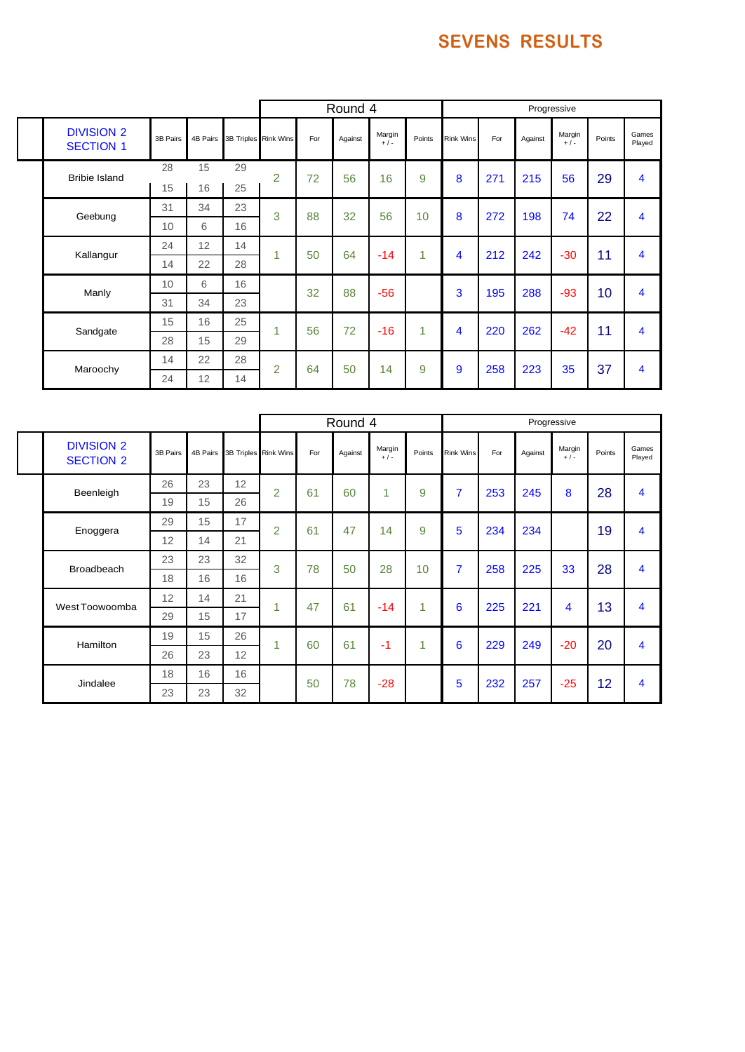# SEVENS RESULTS

| DIVISION 2 SECTION 1 | 3B Pairs | 4B Pairs | 3B Triples | Round 4 Rink Wins | For | Against | Margin + / - | Points | Progressive Rink Wins | For | Against | Margin + / - | Points | Games Played |
|---|---|---|---|---|---|---|---|---|---|---|---|---|---|---|
| Bribie Island | 28 | 15 | 29 | 2 | 72 | 56 | 16 | 9 | 8 | 271 | 215 | 56 | 29 | 4 |
| | 15 | 16 | 25 | | | | | | | | | | | |
| Geebung | 31 | 34 | 23 | 3 | 88 | 32 | 56 | 10 | 8 | 272 | 198 | 74 | 22 | 4 |
| | 10 | 6 | 16 | | | | | | | | | | | |
| Kallangur | 24 | 12 | 14 | 1 | 50 | 64 | -14 | 1 | 4 | 212 | 242 | -30 | 11 | 4 |
| | 14 | 22 | 28 | | | | | | | | | | | |
| Manly | 10 | 6 | 16 | | 32 | 88 | -56 | | 3 | 195 | 288 | -93 | 10 | 4 |
| | 31 | 34 | 23 | | | | | | | | | | | |
| Sandgate | 15 | 16 | 25 | 1 | 56 | 72 | -16 | 1 | 4 | 220 | 262 | -42 | 11 | 4 |
| | 28 | 15 | 29 | | | | | | | | | | | |
| Maroochy | 14 | 22 | 28 | 2 | 64 | 50 | 14 | 9 | 9 | 258 | 223 | 35 | 37 | 4 |
| | 24 | 12 | 14 | | | | | | | | | | | |

| DIVISION 2 SECTION 2 | 3B Pairs | 4B Pairs | 3B Triples | Round 4 Rink Wins | For | Against | Margin + / - | Points | Progressive Rink Wins | For | Against | Margin + / - | Points | Games Played |
|---|---|---|---|---|---|---|---|---|---|---|---|---|---|---|
| Beenleigh | 26 | 23 | 12 | 2 | 61 | 60 | 1 | 9 | 7 | 253 | 245 | 8 | 28 | 4 |
| | 19 | 15 | 26 | | | | | | | | | | | |
| Enoggera | 29 | 15 | 17 | 2 | 61 | 47 | 14 | 9 | 5 | 234 | 234 | | 19 | 4 |
| | 12 | 14 | 21 | | | | | | | | | | | |
| Broadbeach | 23 | 23 | 32 | 3 | 78 | 50 | 28 | 10 | 7 | 258 | 225 | 33 | 28 | 4 |
| | 18 | 16 | 16 | | | | | | | | | | | |
| West Toowoomba | 12 | 14 | 21 | 1 | 47 | 61 | -14 | 1 | 6 | 225 | 221 | 4 | 13 | 4 |
| | 29 | 15 | 17 | | | | | | | | | | | |
| Hamilton | 19 | 15 | 26 | 1 | 60 | 61 | -1 | 1 | 6 | 229 | 249 | -20 | 20 | 4 |
| | 26 | 23 | 12 | | | | | | | | | | | |
| Jindalee | 18 | 16 | 16 | | 50 | 78 | -28 | | 5 | 232 | 257 | -25 | 12 | 4 |
| | 23 | 23 | 32 | | | | | | | | | | | |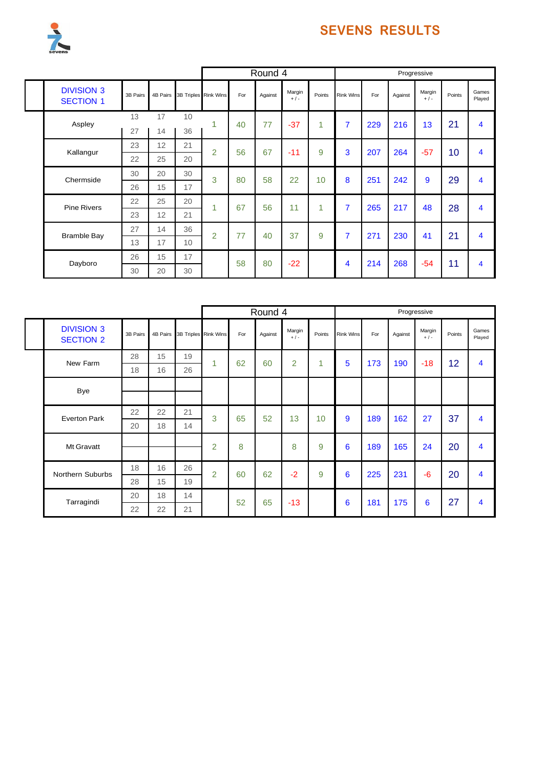# SEVENS RESULTS

| DIVISION 3 SECTION 1 | 3B Pairs | 4B Pairs | 3B Triples | Round 4 Rink Wins | For | Against | Margin + / - | Points | Progressive Rink Wins | For | Against | Margin + / - | Points | Games Played |
|---|---|---|---|---|---|---|---|---|---|---|---|---|---|---|
| Aspley | 13 | 17 | 10 | 1 | 40 | 77 | -37 | 1 | 7 | 229 | 216 | 13 | 21 | 4 |
| | 27 | 14 | 36 | | | | | | | | | | | |
| Kallangur | 23 | 12 | 21 | 2 | 56 | 67 | -11 | 9 | 3 | 207 | 264 | -57 | 10 | 4 |
| | 22 | 25 | 20 | | | | | | | | | | | |
| Chermside | 30 | 20 | 30 | 3 | 80 | 58 | 22 | 10 | 8 | 251 | 242 | 9 | 29 | 4 |
| | 26 | 15 | 17 | | | | | | | | | | | |
| Pine Rivers | 22 | 25 | 20 | 1 | 67 | 56 | 11 | 1 | 7 | 265 | 217 | 48 | 28 | 4 |
| | 23 | 12 | 21 | | | | | | | | | | | |
| Bramble Bay | 27 | 14 | 36 | 2 | 77 | 40 | 37 | 9 | 7 | 271 | 230 | 41 | 21 | 4 |
| | 13 | 17 | 10 | | | | | | | | | | | |
| Dayboro | 26 | 15 | 17 | | 58 | 80 | -22 | | 4 | 214 | 268 | -54 | 11 | 4 |
| | 30 | 20 | 30 | | | | | | | | | | | |

| DIVISION 3 SECTION 2 | 3B Pairs | 4B Pairs | 3B Triples | Round 4 Rink Wins | For | Against | Margin + / - | Points | Progressive Rink Wins | For | Against | Margin + / - | Points | Games Played |
|---|---|---|---|---|---|---|---|---|---|---|---|---|---|---|
| New Farm | 28 | 15 | 19 | 1 | 62 | 60 | 2 | 1 | 5 | 173 | 190 | -18 | 12 | 4 |
| | 18 | 16 | 26 | | | | | | | | | | | |
| Bye | | | | | | | | | | | | | | |
| | | | | | | | | | | | | | | |
| Everton Park | 22 | 22 | 21 | 3 | 65 | 52 | 13 | 10 | 9 | 189 | 162 | 27 | 37 | 4 |
| | 20 | 18 | 14 | | | | | | | | | | | |
| Mt Gravatt | | | | 2 | 8 | | 8 | 9 | 6 | 189 | 165 | 24 | 20 | 4 |
| | | | | | | | | | | | | | | |
| Northern Suburbs | 18 | 16 | 26 | 2 | 60 | 62 | -2 | 9 | 6 | 225 | 231 | -6 | 20 | 4 |
| | 28 | 15 | 19 | | | | | | | | | | | |
| Tarragindi | 20 | 18 | 14 | | 52 | 65 | -13 | | 6 | 181 | 175 | 6 | 27 | 4 |
| | 22 | 22 | 21 | | | | | | | | | | | |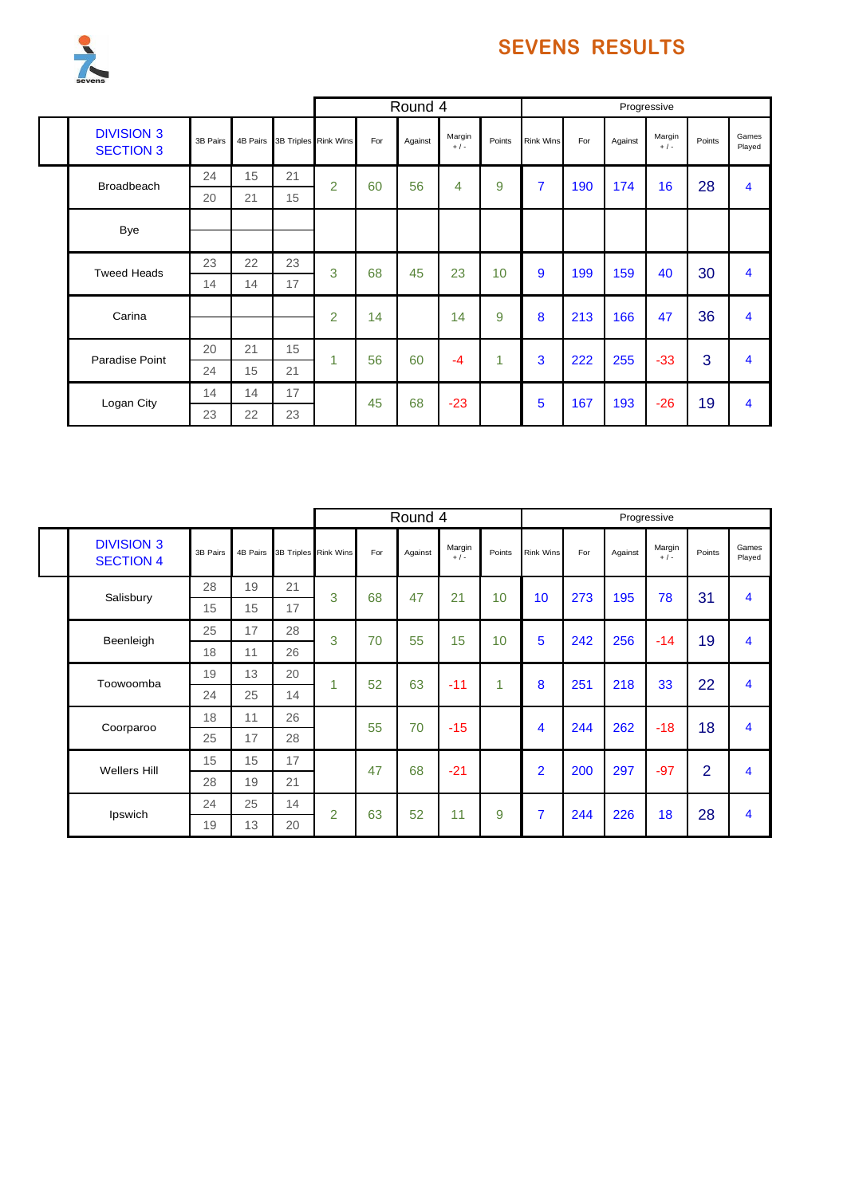# SEVENS RESULTS

| DIVISION 3 SECTION 3 | 3B Pairs | 4B Pairs | 3B Triples | Round 4 Rink Wins | Round 4 For | Round 4 Against | Round 4 Margin +/- | Round 4 Points | Progressive Rink Wins | Progressive For | Progressive Against | Progressive Margin +/- | Progressive Points | Games Played |
|---|---|---|---|---|---|---|---|---|---|---|---|---|---|---|
| Broadbeach | 24 | 15 | 21 | 2 | 60 | 56 | 4 | 9 | 7 | 190 | 174 | 16 | 28 | 4 |
| | 20 | 21 | 15 | | | | | | | | | | | |
| Bye | | | | | | | | | | | | | | |
| | | | | | | | | | | | | | | |
| Tweed Heads | 23 | 22 | 23 | 3 | 68 | 45 | 23 | 10 | 9 | 199 | 159 | 40 | 30 | 4 |
| | 14 | 14 | 17 | | | | | | | | | | | |
| Carina | | | | 2 | 14 | | 14 | 9 | 8 | 213 | 166 | 47 | 36 | 4 |
| | | | | | | | | | | | | | | |
| Paradise Point | 20 | 21 | 15 | 1 | 56 | 60 | -4 | 1 | 3 | 222 | 255 | -33 | 3 | 4 |
| | 24 | 15 | 21 | | | | | | | | | | | |
| Logan City | 14 | 14 | 17 | | 45 | 68 | -23 | | 5 | 167 | 193 | -26 | 19 | 4 |
| | 23 | 22 | 23 | | | | | | | | | | | |

| DIVISION 3 SECTION 4 | 3B Pairs | 4B Pairs | 3B Triples | Round 4 Rink Wins | Round 4 For | Round 4 Against | Round 4 Margin +/- | Round 4 Points | Progressive Rink Wins | Progressive For | Progressive Against | Progressive Margin +/- | Progressive Points | Games Played |
|---|---|---|---|---|---|---|---|---|---|---|---|---|---|---|
| Salisbury | 28 | 19 | 21 | 3 | 68 | 47 | 21 | 10 | 10 | 273 | 195 | 78 | 31 | 4 |
| | 15 | 15 | 17 | | | | | | | | | | | |
| Beenleigh | 25 | 17 | 28 | 3 | 70 | 55 | 15 | 10 | 5 | 242 | 256 | -14 | 19 | 4 |
| | 18 | 11 | 26 | | | | | | | | | | | |
| Toowoomba | 19 | 13 | 20 | 1 | 52 | 63 | -11 | 1 | 8 | 251 | 218 | 33 | 22 | 4 |
| | 24 | 25 | 14 | | | | | | | | | | | |
| Coorparoo | 18 | 11 | 26 | | 55 | 70 | -15 | | 4 | 244 | 262 | -18 | 18 | 4 |
| | 25 | 17 | 28 | | | | | | | | | | | |
| Wellers Hill | 15 | 15 | 17 | | 47 | 68 | -21 | | 2 | 200 | 297 | -97 | 2 | 4 |
| | 28 | 19 | 21 | | | | | | | | | | | |
| Ipswich | 24 | 25 | 14 | 2 | 63 | 52 | 11 | 9 | 7 | 244 | 226 | 18 | 28 | 4 |
| | 19 | 13 | 20 | | | | | | | | | | | |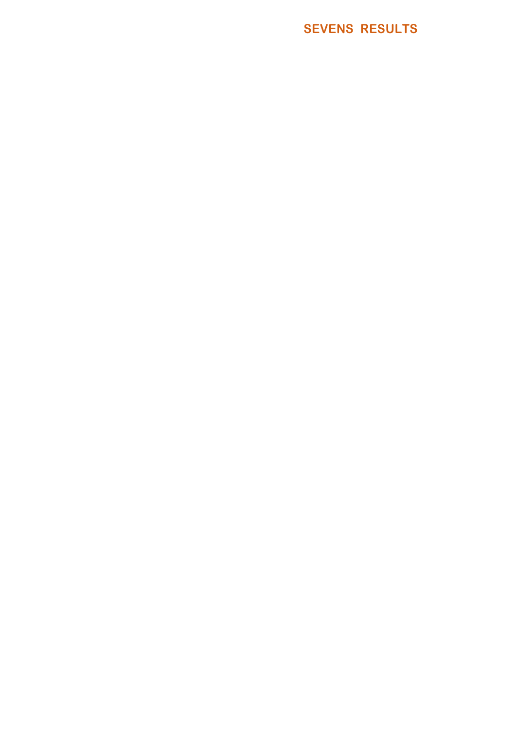# SEVENS RESULTS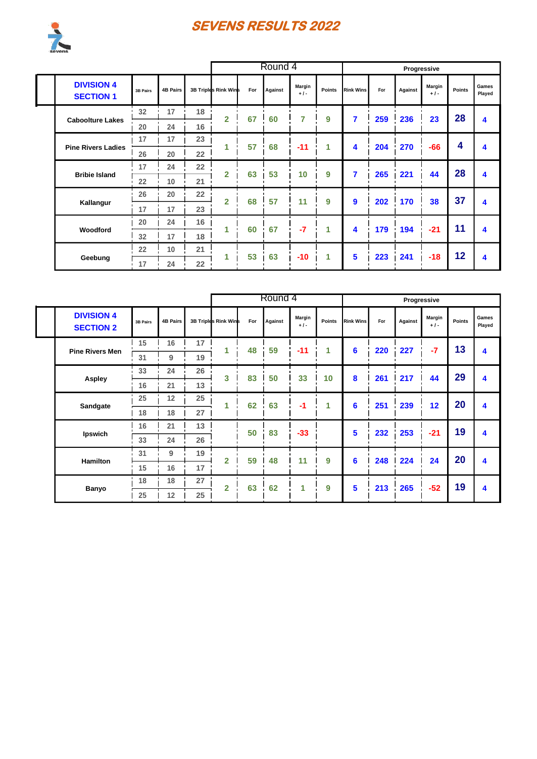# SEVENS RESULTS 2022

| DIVISION 4 SECTION 1 | 3B Pairs | 4B Pairs | 3B Triples | Round 4 Rink Wins | For | Against | Margin +/- | Points | Progressive Rink Wins | For | Against | Margin +/- | Points | Games Played |
|---|---|---|---|---|---|---|---|---|---|---|---|---|---|---|
| Caboolture Lakes | 32 / 20 | 17 / 24 | 18 / 16 | 2 | 67 | 60 | 7 | 9 | 7 | 259 | 236 | 23 | 28 | 4 |
| Pine Rivers Ladies | 17 / 26 | 17 / 20 | 23 / 22 | 1 | 57 | 68 | -11 | 1 | 4 | 204 | 270 | -66 | 4 | 4 |
| Bribie Island | 17 / 22 | 24 / 10 | 22 / 21 | 2 | 63 | 53 | 10 | 9 | 7 | 265 | 221 | 44 | 28 | 4 |
| Kallangur | 26 / 17 | 20 / 17 | 22 / 23 | 2 | 68 | 57 | 11 | 9 | 9 | 202 | 170 | 38 | 37 | 4 |
| Woodford | 20 / 32 | 24 / 17 | 16 / 18 | 1 | 60 | 67 | -7 | 1 | 4 | 179 | 194 | -21 | 11 | 4 |
| Geebung | 22 / 17 | 10 / 24 | 21 / 22 | 1 | 53 | 63 | -10 | 1 | 5 | 223 | 241 | -18 | 12 | 4 |

| DIVISION 4 SECTION 2 | 3B Pairs | 4B Pairs | 3B Triples | Round 4 Rink Wins | For | Against | Margin +/- | Points | Progressive Rink Wins | For | Against | Margin +/- | Points | Games Played |
|---|---|---|---|---|---|---|---|---|---|---|---|---|---|---|
| Pine Rivers Men | 15 / 31 | 16 / 9 | 17 / 19 | 1 | 48 | 59 | -11 | 1 | 6 | 220 | 227 | -7 | 13 | 4 |
| Aspley | 33 / 16 | 24 / 21 | 26 / 13 | 3 | 83 | 50 | 33 | 10 | 8 | 261 | 217 | 44 | 29 | 4 |
| Sandgate | 25 / 18 | 12 / 18 | 25 / 27 | 1 | 62 | 63 | -1 | 1 | 6 | 251 | 239 | 12 | 20 | 4 |
| Ipswich | 16 / 33 | 21 / 24 | 13 / 26 | | 50 | 83 | -33 | | 5 | 232 | 253 | -21 | 19 | 4 |
| Hamilton | 31 / 15 | 9 / 16 | 19 / 17 | 2 | 59 | 48 | 11 | 9 | 6 | 248 | 224 | 24 | 20 | 4 |
| Banyo | 18 / 25 | 18 / 12 | 27 / 25 | 2 | 63 | 62 | 1 | 9 | 5 | 213 | 265 | -52 | 19 | 4 |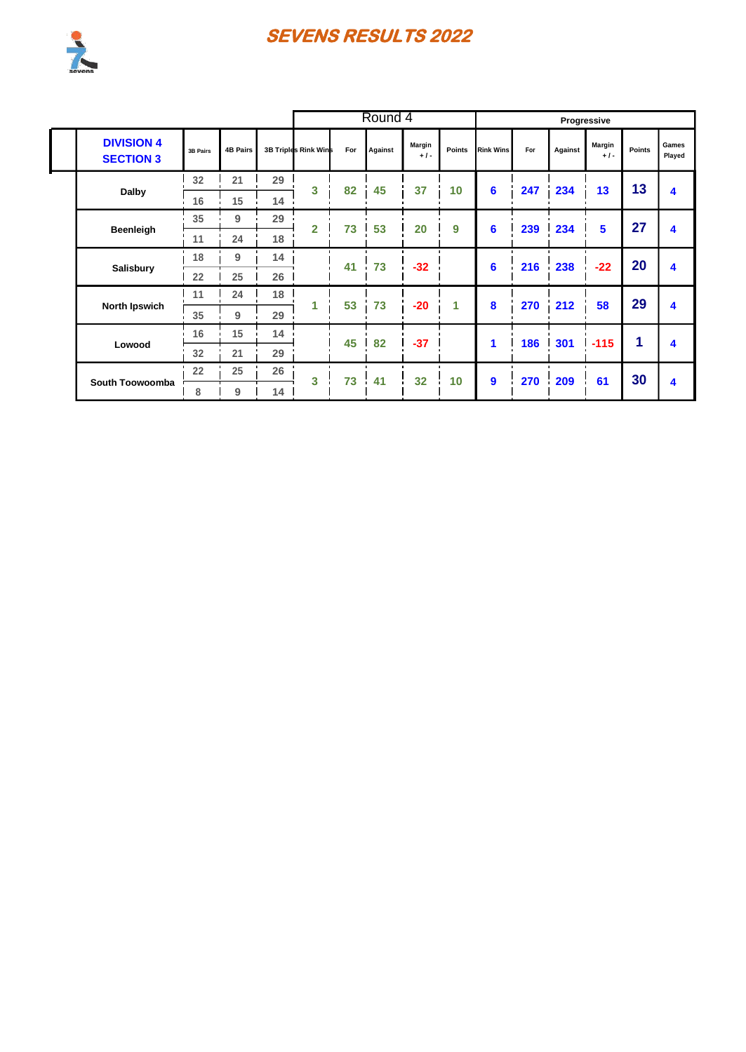# SEVENS RESULTS 2022

| DIVISION 4 SECTION 3 | 3B Pairs | 4B Pairs | 3B Triples | Round 4 Rink Wins | For | Against | Margin + / - | Points | Progressive Rink Wins | For | Against | Margin + / - | Points | Games Played |
|---|---|---|---|---|---|---|---|---|---|---|---|---|---|---|
| Dalby | 32 | 21 | 29 | 3 | 82 | 45 | 37 | 10 | 6 | 247 | 234 | 13 | 13 | 4 |
| | 16 | 15 | 14 | | | | | | | | | | | |
| Beenleigh | 35 | 9 | 29 | 2 | 73 | 53 | 20 | 9 | 6 | 239 | 234 | 5 | 27 | 4 |
| | 11 | 24 | 18 | | | | | | | | | | | |
| Salisbury | 18 | 9 | 14 | | 41 | 73 | -32 | | 6 | 216 | 238 | -22 | 20 | 4 |
| | 22 | 25 | 26 | | | | | | | | | | | |
| North Ipswich | 11 | 24 | 18 | 1 | 53 | 73 | -20 | 1 | 8 | 270 | 212 | 58 | 29 | 4 |
| | 35 | 9 | 29 | | | | | | | | | | | |
| Lowood | 16 | 15 | 14 | | 45 | 82 | -37 | | 1 | 186 | 301 | -115 | 1 | 4 |
| | 32 | 21 | 29 | | | | | | | | | | | |
| South Toowoomba | 22 | 25 | 26 | 3 | 73 | 41 | 32 | 10 | 9 | 270 | 209 | 61 | 30 | 4 |
| | 8 | 9 | 14 | | | | | | | | | | | |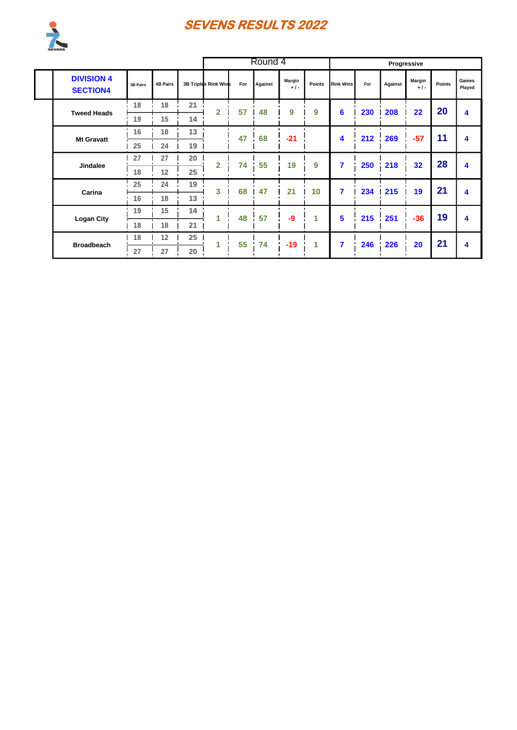# SEVENS RESULTS 2022

| DIVISION 4 SECTION4 | 3B Pairs | 4B Pairs | 3B Triples | Round 4 Rink Wins | For | Against | Margin + / - | Points | Progressive Rink Wins | For | Against | Margin + / - | Points | Games Played |
|---|---|---|---|---|---|---|---|---|---|---|---|---|---|---|
| Tweed Heads | 18 | 18 | 21 | 2 | 57 | 48 | 9 | 9 | 6 | 230 | 208 | 22 | 20 | 4 |
| | 19 | 15 | 14 | | | | | | | | | | | |
| Mt Gravatt | 16 | 18 | 13 | | 47 | 68 | -21 | | 4 | 212 | 269 | -57 | 11 | 4 |
| | 25 | 24 | 19 | | | | | | | | | | | |
| Jindalee | 27 | 27 | 20 | 2 | 74 | 55 | 19 | 9 | 7 | 250 | 218 | 32 | 28 | 4 |
| | 18 | 12 | 25 | | | | | | | | | | | |
| Carina | 25 | 24 | 19 | 3 | 68 | 47 | 21 | 10 | 7 | 234 | 215 | 19 | 21 | 4 |
| | 16 | 18 | 13 | | | | | | | | | | | |
| Logan City | 19 | 15 | 14 | 1 | 48 | 57 | -9 | 1 | 5 | 215 | 251 | -36 | 19 | 4 |
| | 18 | 18 | 21 | | | | | | | | | | | |
| Broadbeach | 18 | 12 | 25 | 1 | 55 | 74 | -19 | 1 | 7 | 246 | 226 | 20 | 21 | 4 |
| | 27 | 27 | 20 | | | | | | | | | | | |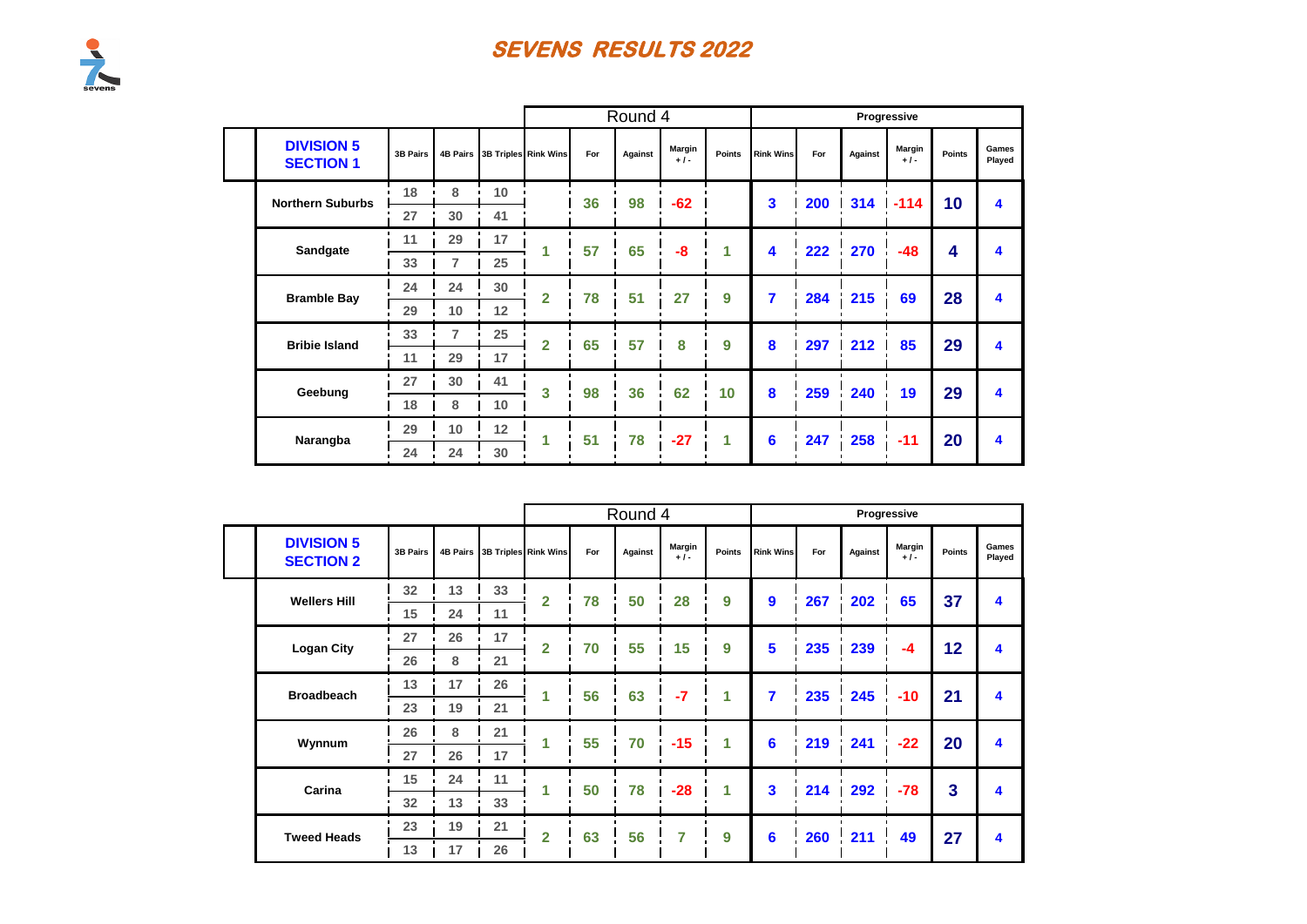# SEVENS RESULTS 2022

| DIVISION 5 SECTION 1 | 3B Pairs | 4B Pairs | 3B Triples | Round 4 Rink Wins | For | Against | Margin +/- | Points | Progressive Rink Wins | For | Against | Margin +/- | Points | Games Played |
|---|---|---|---|---|---|---|---|---|---|---|---|---|---|---|
| Northern Suburbs | 18 | 8 | 10 | | 36 | 98 | -62 | | 3 | 200 | 314 | -114 | 10 | 4 |
| | 27 | 30 | 41 | | | | | | | | | | | |
| Sandgate | 11 | 29 | 17 | 1 | 57 | 65 | -8 | 1 | 4 | 222 | 270 | -48 | 4 | 4 |
| | 33 | 7 | 25 | | | | | | | | | | | |
| Bramble Bay | 24 | 24 | 30 | 2 | 78 | 51 | 27 | 9 | 7 | 284 | 215 | 69 | 28 | 4 |
| | 29 | 10 | 12 | | | | | | | | | | | |
| Bribie Island | 33 | 7 | 25 | 2 | 65 | 57 | 8 | 9 | 8 | 297 | 212 | 85 | 29 | 4 |
| | 11 | 29 | 17 | | | | | | | | | | | |
| Geebung | 27 | 30 | 41 | 3 | 98 | 36 | 62 | 10 | 8 | 259 | 240 | 19 | 29 | 4 |
| | 18 | 8 | 10 | | | | | | | | | | | |
| Narangba | 29 | 10 | 12 | 1 | 51 | 78 | -27 | 1 | 6 | 247 | 258 | -11 | 20 | 4 |
| | 24 | 24 | 30 | | | | | | | | | | | |

| DIVISION 5 SECTION 2 | 3B Pairs | 4B Pairs | 3B Triples | Round 4 Rink Wins | For | Against | Margin +/- | Points | Progressive Rink Wins | For | Against | Margin +/- | Points | Games Played |
|---|---|---|---|---|---|---|---|---|---|---|---|---|---|---|
| Wellers Hill | 32 | 13 | 33 | 2 | 78 | 50 | 28 | 9 | 9 | 267 | 202 | 65 | 37 | 4 |
| | 15 | 24 | 11 | | | | | | | | | | | |
| Logan City | 27 | 26 | 17 | 2 | 70 | 55 | 15 | 9 | 5 | 235 | 239 | -4 | 12 | 4 |
| | 26 | 8 | 21 | | | | | | | | | | | |
| Broadbeach | 13 | 17 | 26 | 1 | 56 | 63 | -7 | 1 | 7 | 235 | 245 | -10 | 21 | 4 |
| | 23 | 19 | 21 | | | | | | | | | | | |
| Wynnum | 26 | 8 | 21 | 1 | 55 | 70 | -15 | 1 | 6 | 219 | 241 | -22 | 20 | 4 |
| | 27 | 26 | 17 | | | | | | | | | | | |
| Carina | 15 | 24 | 11 | 1 | 50 | 78 | -28 | 1 | 3 | 214 | 292 | -78 | 3 | 4 |
| | 32 | 13 | 33 | | | | | | | | | | | |
| Tweed Heads | 23 | 19 | 21 | 2 | 63 | 56 | 7 | 9 | 6 | 260 | 211 | 49 | 27 | 4 |
| | 13 | 17 | 26 | | | | | | | | | | | |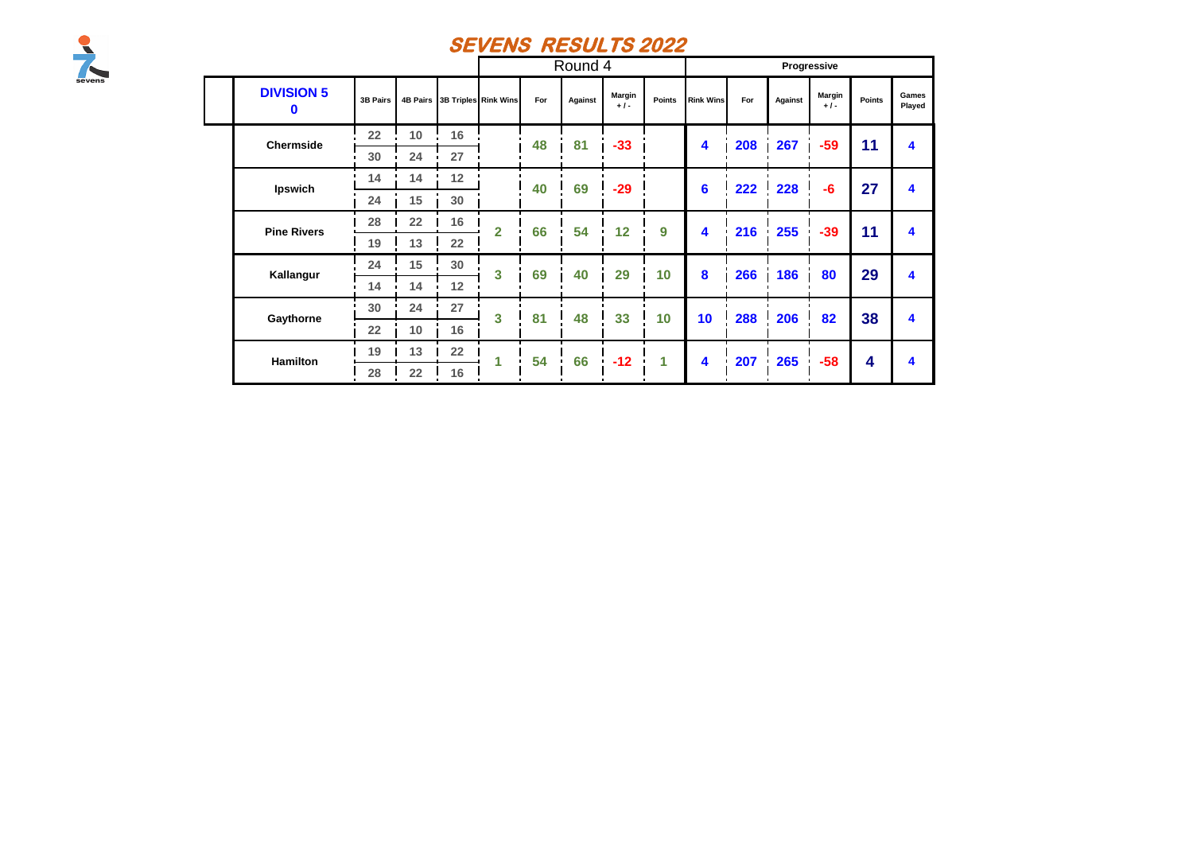# SEVENS RESULTS 2022

| DIVISION 5 0 | 3B Pairs | 4B Pairs | 3B Triples | Round 4 Rink Wins | Round 4 For | Round 4 Against | Round 4 Margin +/- | Round 4 Points | Progressive Rink Wins | Progressive For | Progressive Against | Progressive Margin +/- | Progressive Points | Games Played |
|---|---|---|---|---|---|---|---|---|---|---|---|---|---|---|
| Chermside | 22 | 10 | 16 | | 48 | 81 | -33 | | 4 | 208 | 267 | -59 | 11 | 4 |
| | 30 | 24 | 27 | | | | | | | | | | | |
| Ipswich | 14 | 14 | 12 | | 40 | 69 | -29 | | 6 | 222 | 228 | -6 | 27 | 4 |
| | 24 | 15 | 30 | | | | | | | | | | | |
| Pine Rivers | 28 | 22 | 16 | 2 | 66 | 54 | 12 | 9 | 4 | 216 | 255 | -39 | 11 | 4 |
| | 19 | 13 | 22 | | | | | | | | | | | |
| Kallangur | 24 | 15 | 30 | 3 | 69 | 40 | 29 | 10 | 8 | 266 | 186 | 80 | 29 | 4 |
| | 14 | 14 | 12 | | | | | | | | | | | |
| Gaythorne | 30 | 24 | 27 | 3 | 81 | 48 | 33 | 10 | 10 | 288 | 206 | 82 | 38 | 4 |
| | 22 | 10 | 16 | | | | | | | | | | | |
| Hamilton | 19 | 13 | 22 | 1 | 54 | 66 | -12 | 1 | 4 | 207 | 265 | -58 | 4 | 4 |
| | 28 | 22 | 16 | | | | | | | | | | | |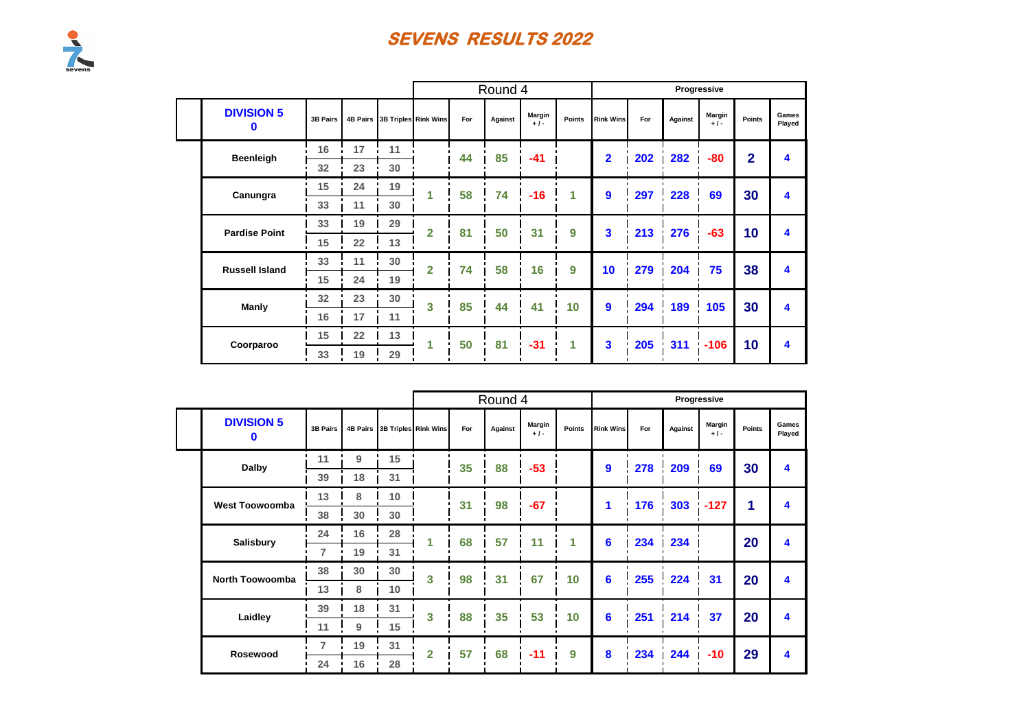# SEVENS RESULTS 2022

| DIVISION 5 0 | 3B Pairs | 4B Pairs | 3B Triples | Round 4 Rink Wins | For | Against | Margin + / - | Points | Progressive Rink Wins | For | Against | Margin + / - | Points | Games Played |
|---|---|---|---|---|---|---|---|---|---|---|---|---|---|---|
| Beenleigh | 16 | 17 | 11 | | 44 | 85 | -41 | | 2 | 202 | 282 | -80 | 2 | 4 |
| | 32 | 23 | 30 | | | | | | | | | | | |
| Canungra | 15 | 24 | 19 | 1 | 58 | 74 | -16 | 1 | 9 | 297 | 228 | 69 | 30 | 4 |
| | 33 | 11 | 30 | | | | | | | | | | | |
| Pardise Point | 33 | 19 | 29 | 2 | 81 | 50 | 31 | 9 | 3 | 213 | 276 | -63 | 10 | 4 |
| | 15 | 22 | 13 | | | | | | | | | | | |
| Russell Island | 33 | 11 | 30 | 2 | 74 | 58 | 16 | 9 | 10 | 279 | 204 | 75 | 38 | 4 |
| | 15 | 24 | 19 | | | | | | | | | | | |
| Manly | 32 | 23 | 30 | 3 | 85 | 44 | 41 | 10 | 9 | 294 | 189 | 105 | 30 | 4 |
| | 16 | 17 | 11 | | | | | | | | | | | |
| Coorparoo | 15 | 22 | 13 | 1 | 50 | 81 | -31 | 1 | 3 | 205 | 311 | -106 | 10 | 4 |
| | 33 | 19 | 29 | | | | | | | | | | | |

| DIVISION 5 0 | 3B Pairs | 4B Pairs | 3B Triples | Round 4 Rink Wins | For | Against | Margin + / - | Points | Progressive Rink Wins | For | Against | Margin + / - | Points | Games Played |
|---|---|---|---|---|---|---|---|---|---|---|---|---|---|---|
| Dalby | 11 | 9 | 15 | | 35 | 88 | -53 | | 9 | 278 | 209 | 69 | 30 | 4 |
| | 39 | 18 | 31 | | | | | | | | | | | |
| West Toowoomba | 13 | 8 | 10 | | 31 | 98 | -67 | | 1 | 176 | 303 | -127 | 1 | 4 |
| | 38 | 30 | 30 | | | | | | | | | | | |
| Salisbury | 24 | 16 | 28 | 1 | 68 | 57 | 11 | 1 | 6 | 234 | 234 | | 20 | 4 |
| | 7 | 19 | 31 | | | | | | | | | | | |
| North Toowoomba | 38 | 30 | 30 | 3 | 98 | 31 | 67 | 10 | 6 | 255 | 224 | 31 | 20 | 4 |
| | 13 | 8 | 10 | | | | | | | | | | | |
| Laidley | 39 | 18 | 31 | 3 | 88 | 35 | 53 | 10 | 6 | 251 | 214 | 37 | 20 | 4 |
| | 11 | 9 | 15 | | | | | | | | | | | |
| Rosewood | 7 | 19 | 31 | 2 | 57 | 68 | -11 | 9 | 8 | 234 | 244 | -10 | 29 | 4 |
| | 24 | 16 | 28 | | | | | | | | | | | |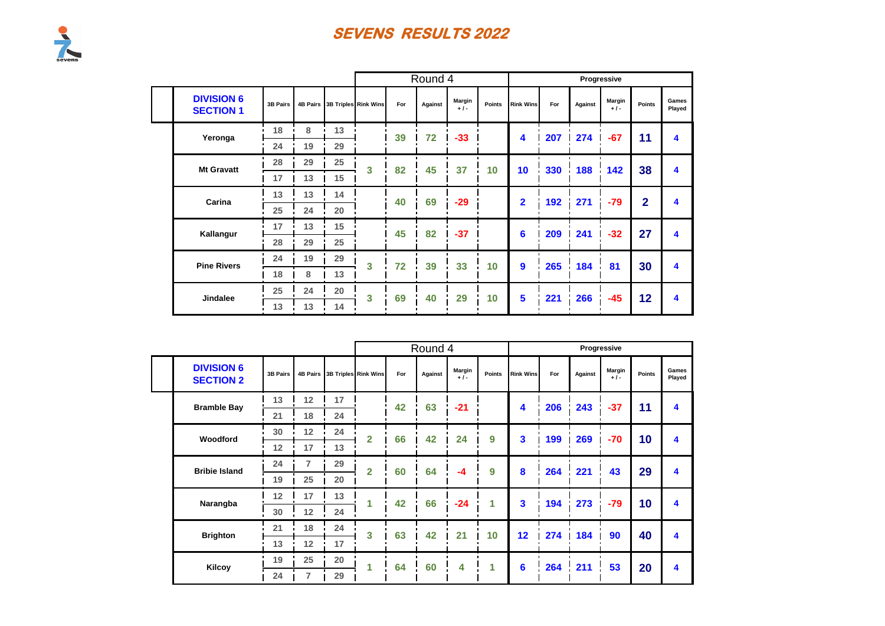# SEVENS RESULTS 2022

| DIVISION 6 SECTION 1 | 3B Pairs | 4B Pairs | 3B Triples | Round 4 Rink Wins | For | Against | Margin +/- | Points | Progressive Rink Wins | For | Against | Margin +/- | Points | Games Played |
|---|---|---|---|---|---|---|---|---|---|---|---|---|---|---|
| Yeronga | 18 / 24 | 8 / 19 | 13 / 29 | | 39 | 72 | -33 | | 4 | 207 | 274 | -67 | 11 | 4 |
| Mt Gravatt | 28 / 17 | 29 / 13 | 25 / 15 | 3 | 82 | 45 | 37 | 10 | 10 | 330 | 188 | 142 | 38 | 4 |
| Carina | 13 / 25 | 13 / 24 | 14 / 20 | | 40 | 69 | -29 | | 2 | 192 | 271 | -79 | 2 | 4 |
| Kallangur | 17 / 28 | 13 / 29 | 15 / 25 | | 45 | 82 | -37 | | 6 | 209 | 241 | -32 | 27 | 4 |
| Pine Rivers | 24 / 18 | 19 / 8 | 29 / 13 | 3 | 72 | 39 | 33 | 10 | 9 | 265 | 184 | 81 | 30 | 4 |
| Jindalee | 25 / 13 | 24 / 13 | 20 / 14 | 3 | 69 | 40 | 29 | 10 | 5 | 221 | 266 | -45 | 12 | 4 |

| DIVISION 6 SECTION 2 | 3B Pairs | 4B Pairs | 3B Triples | Round 4 Rink Wins | For | Against | Margin +/- | Points | Progressive Rink Wins | For | Against | Margin +/- | Points | Games Played |
|---|---|---|---|---|---|---|---|---|---|---|---|---|---|---|
| Bramble Bay | 13 / 21 | 12 / 18 | 17 / 24 | | 42 | 63 | -21 | | 4 | 206 | 243 | -37 | 11 | 4 |
| Woodford | 30 / 12 | 12 / 17 | 24 / 13 | 2 | 66 | 42 | 24 | 9 | 3 | 199 | 269 | -70 | 10 | 4 |
| Bribie Island | 24 / 19 | 7 / 25 | 29 / 20 | 2 | 60 | 64 | -4 | 9 | 8 | 264 | 221 | 43 | 29 | 4 |
| Narangba | 12 / 30 | 17 / 12 | 13 / 24 | 1 | 42 | 66 | -24 | 1 | 3 | 194 | 273 | -79 | 10 | 4 |
| Brighton | 21 / 13 | 18 / 12 | 24 / 17 | 3 | 63 | 42 | 21 | 10 | 12 | 274 | 184 | 90 | 40 | 4 |
| Kilcoy | 19 / 24 | 25 / 7 | 20 / 29 | 1 | 64 | 60 | 4 | 1 | 6 | 264 | 211 | 53 | 20 | 4 |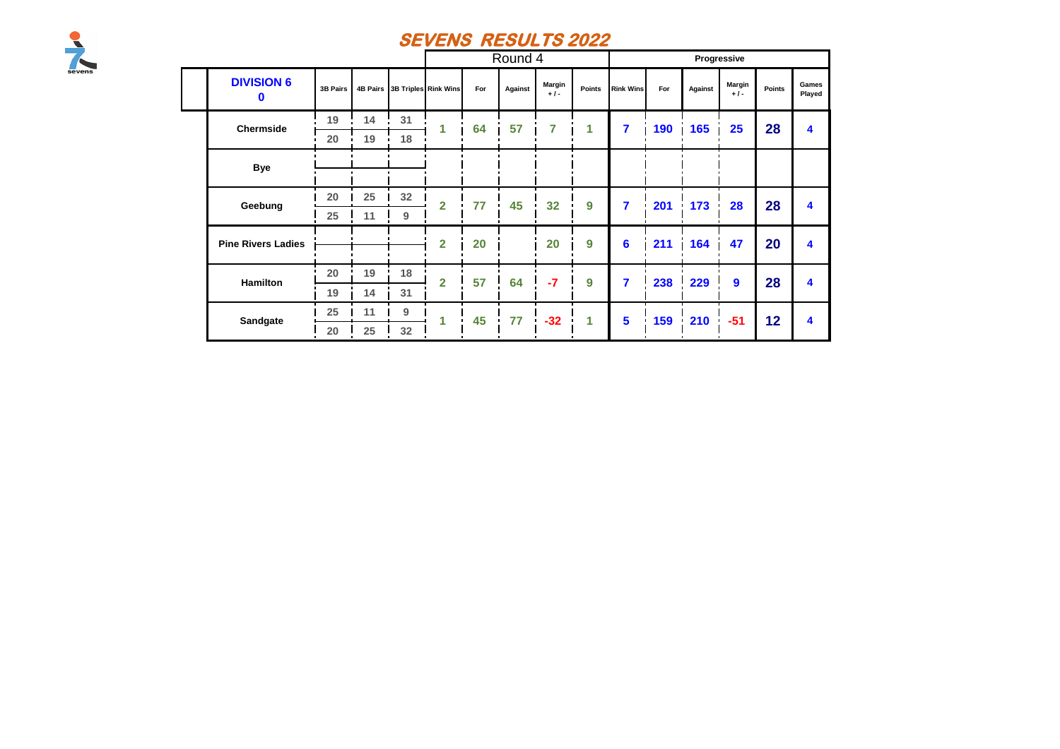# SEVENS RESULTS 2022

| DIVISION 6 0 | 3B Pairs | 4B Pairs | 3B Triples | Round 4 Rink Wins | For | Against | Margin + / - | Points | Progressive Rink Wins | For | Against | Margin + / - | Points | Games Played |
|---|---|---|---|---|---|---|---|---|---|---|---|---|---|---|
| Chermside | 19 | 14 | 31 | 1 | 64 | 57 | 7 | 1 | 7 | 190 | 165 | 25 | 28 | 4 |
| | 20 | 19 | 18 | | | | | | | | | | | |
| Bye | | | | | | | | | | | | | | |
| Geebung | 20 | 25 | 32 | 2 | 77 | 45 | 32 | 9 | 7 | 201 | 173 | 28 | 28 | 4 |
| | 25 | 11 | 9 | | | | | | | | | | | |
| Pine Rivers Ladies | | | | 2 | 20 | | 20 | 9 | 6 | 211 | 164 | 47 | 20 | 4 |
| Hamilton | 20 | 19 | 18 | 2 | 57 | 64 | -7 | 9 | 7 | 238 | 229 | 9 | 28 | 4 |
| | 19 | 14 | 31 | | | | | | | | | | | |
| Sandgate | 25 | 11 | 9 | 1 | 45 | 77 | -32 | 1 | 5 | 159 | 210 | -51 | 12 | 4 |
| | 20 | 25 | 32 | | | | | | | | | | | |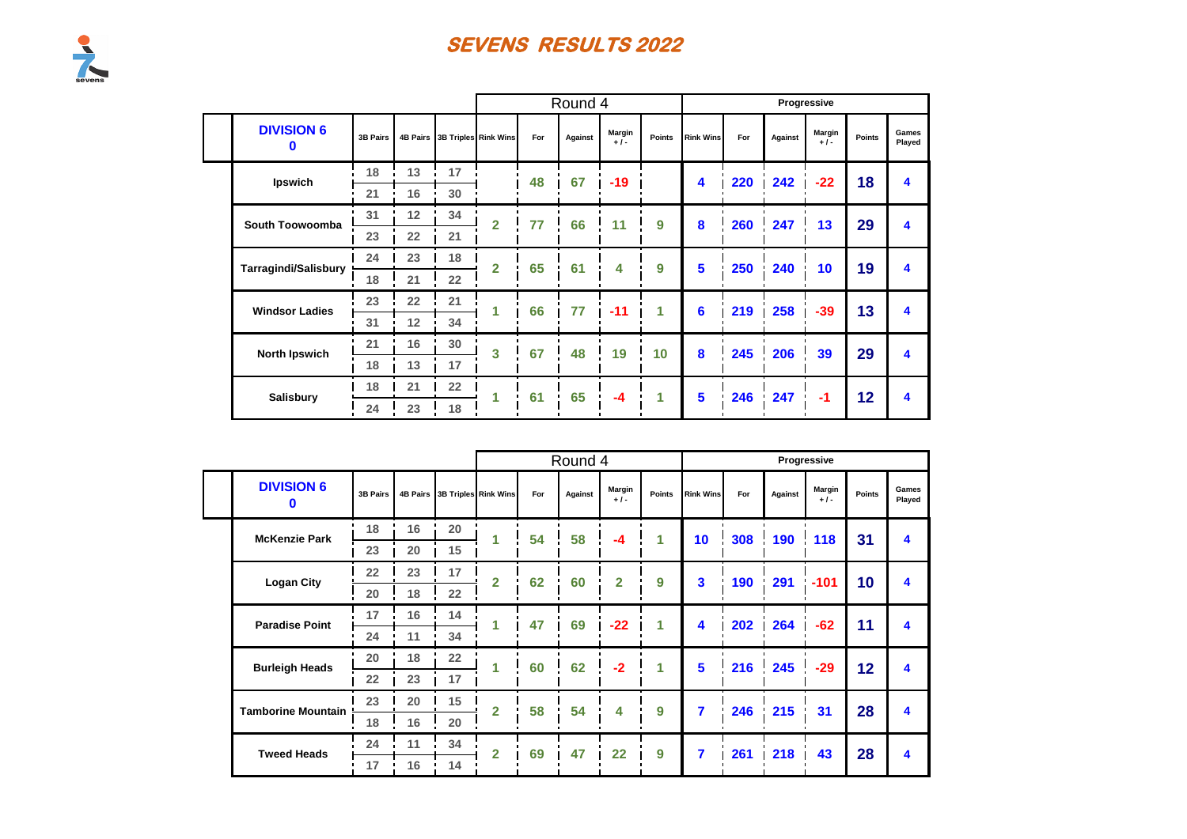# SEVENS RESULTS 2022

| DIVISION 6 0 | 3B Pairs | 4B Pairs | 3B Triples | Round 4 Rink Wins | For | Against | Margin + / - | Points | Progressive Rink Wins | For | Against | Margin + / - | Points | Games Played |
|---|---|---|---|---|---|---|---|---|---|---|---|---|---|---|
| Ipswich | 18 | 13 | 17 | | 48 | 67 | -19 | | 4 | 220 | 242 | -22 | 18 | 4 |
| | 21 | 16 | 30 | | | | | | | | | | | |
| South Toowoomba | 31 | 12 | 34 | 2 | 77 | 66 | 11 | 9 | 8 | 260 | 247 | 13 | 29 | 4 |
| | 23 | 22 | 21 | | | | | | | | | | | |
| Tarragindi/Salisbury | 24 | 23 | 18 | 2 | 65 | 61 | 4 | 9 | 5 | 250 | 240 | 10 | 19 | 4 |
| | 18 | 21 | 22 | | | | | | | | | | | |
| Windsor Ladies | 23 | 22 | 21 | 1 | 66 | 77 | -11 | 1 | 6 | 219 | 258 | -39 | 13 | 4 |
| | 31 | 12 | 34 | | | | | | | | | | | |
| North Ipswich | 21 | 16 | 30 | 3 | 67 | 48 | 19 | 10 | 8 | 245 | 206 | 39 | 29 | 4 |
| | 18 | 13 | 17 | | | | | | | | | | | |
| Salisbury | 18 | 21 | 22 | 1 | 61 | 65 | -4 | 1 | 5 | 246 | 247 | -1 | 12 | 4 |
| | 24 | 23 | 18 | | | | | | | | | | | |

| DIVISION 6 0 | 3B Pairs | 4B Pairs | 3B Triples | Round 4 Rink Wins | For | Against | Margin + / - | Points | Progressive Rink Wins | For | Against | Margin + / - | Points | Games Played |
|---|---|---|---|---|---|---|---|---|---|---|---|---|---|---|
| McKenzie Park | 18 | 16 | 20 | 1 | 54 | 58 | -4 | 1 | 10 | 308 | 190 | 118 | 31 | 4 |
| | 23 | 20 | 15 | | | | | | | | | | | |
| Logan City | 22 | 23 | 17 | 2 | 62 | 60 | 2 | 9 | 3 | 190 | 291 | -101 | 10 | 4 |
| | 20 | 18 | 22 | | | | | | | | | | | |
| Paradise Point | 17 | 16 | 14 | 1 | 47 | 69 | -22 | 1 | 4 | 202 | 264 | -62 | 11 | 4 |
| | 24 | 11 | 34 | | | | | | | | | | | |
| Burleigh Heads | 20 | 18 | 22 | 1 | 60 | 62 | -2 | 1 | 5 | 216 | 245 | -29 | 12 | 4 |
| | 22 | 23 | 17 | | | | | | | | | | | |
| Tamborine Mountain | 23 | 20 | 15 | 2 | 58 | 54 | 4 | 9 | 7 | 246 | 215 | 31 | 28 | 4 |
| | 18 | 16 | 20 | | | | | | | | | | | |
| Tweed Heads | 24 | 11 | 34 | 2 | 69 | 47 | 22 | 9 | 7 | 261 | 218 | 43 | 28 | 4 |
| | 17 | 16 | 14 | | | | | | | | | | | |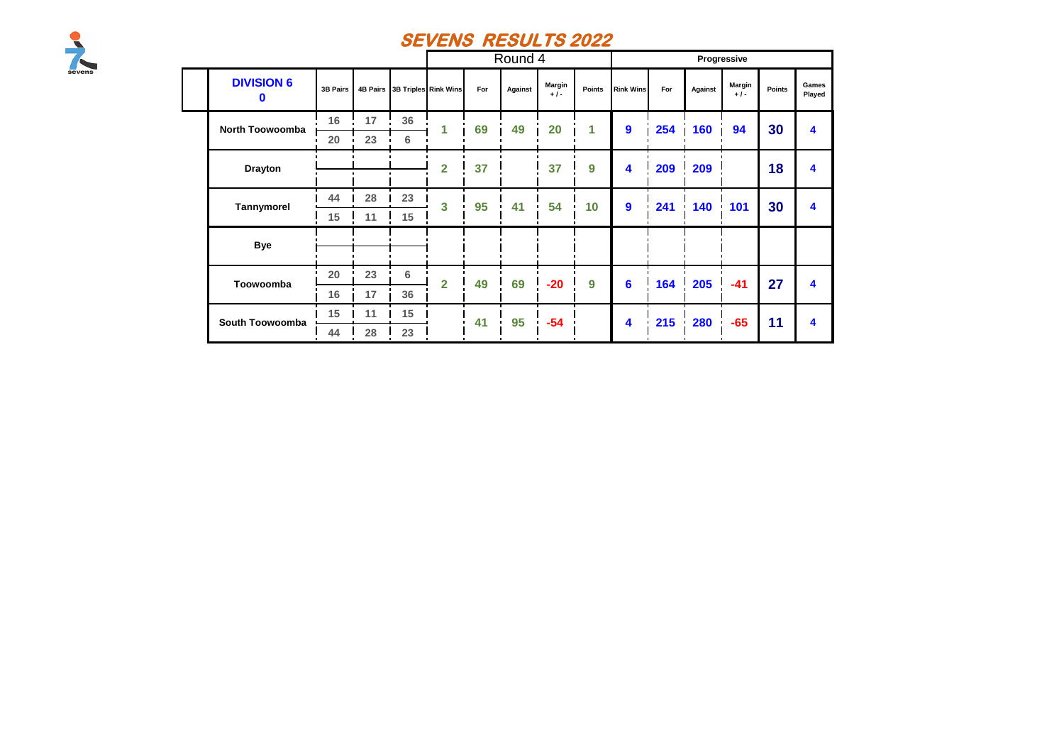# SEVENS RESULTS 2022

| DIVISION 6 0 | 3B Pairs | 4B Pairs | 3B Triples | Round 4 Rink Wins | For | Against | Margin +/- | Points | Progressive Rink Wins | For | Against | Margin +/- | Points | Games Played |
|---|---|---|---|---|---|---|---|---|---|---|---|---|---|---|
| North Toowoomba | 16 | 17 | 36 | 1 | 69 | 49 | 20 | 1 | 9 | 254 | 160 | 94 | 30 | 4 |
| | 20 | 23 | 6 | | | | | | | | | | | |
| Drayton | | | | 2 | 37 | | 37 | 9 | 4 | 209 | 209 | | 18 | 4 |
| Tannymorel | 44 | 28 | 23 | 3 | 95 | 41 | 54 | 10 | 9 | 241 | 140 | 101 | 30 | 4 |
| | 15 | 11 | 15 | | | | | | | | | | | |
| Bye | | | | | | | | | | | | | | |
| Toowoomba | 20 | 23 | 6 | 2 | 49 | 69 | -20 | 9 | 6 | 164 | 205 | -41 | 27 | 4 |
| | 16 | 17 | 36 | | | | | | | | | | | |
| South Toowoomba | 15 | 11 | 15 | | 41 | 95 | -54 | | 4 | 215 | 280 | -65 | 11 | 4 |
| | 44 | 28 | 23 | | | | | | | | | | | |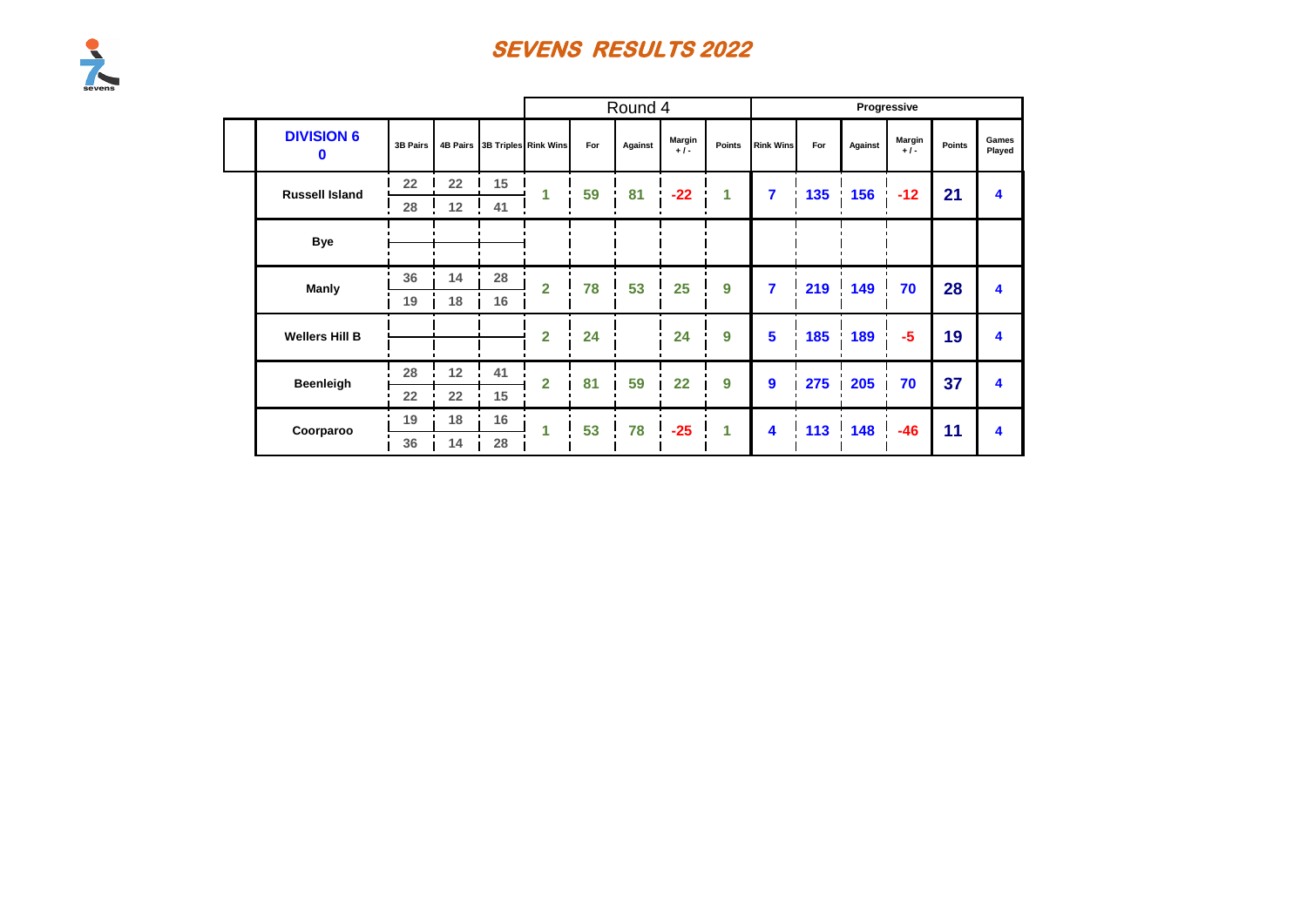# SEVENS RESULTS 2022

| DIVISION 6 0 | 3B Pairs | 4B Pairs | 3B Triples | Round 4 Rink Wins | For | Against | Margin + / - | Points | Progressive Rink Wins | For | Against | Margin + / - | Points | Games Played |
|---|---|---|---|---|---|---|---|---|---|---|---|---|---|---|
| Russell Island | 22 / 28 | 22 / 12 | 15 / 41 | 1 | 59 | 81 | -22 | 1 | 7 | 135 | 156 | -12 | 21 | 4 |
| Bye | | | | | | | | | | | | | | |
| Manly | 36 / 19 | 14 / 18 | 28 / 16 | 2 | 78 | 53 | 25 | 9 | 7 | 219 | 149 | 70 | 28 | 4 |
| Wellers Hill B | | | | 2 | 24 | | 24 | 9 | 5 | 185 | 189 | -5 | 19 | 4 |
| Beenleigh | 28 / 22 | 12 / 22 | 41 / 15 | 2 | 81 | 59 | 22 | 9 | 9 | 275 | 205 | 70 | 37 | 4 |
| Coorparoo | 19 / 36 | 18 / 14 | 16 / 28 | 1 | 53 | 78 | -25 | 1 | 4 | 113 | 148 | -46 | 11 | 4 |